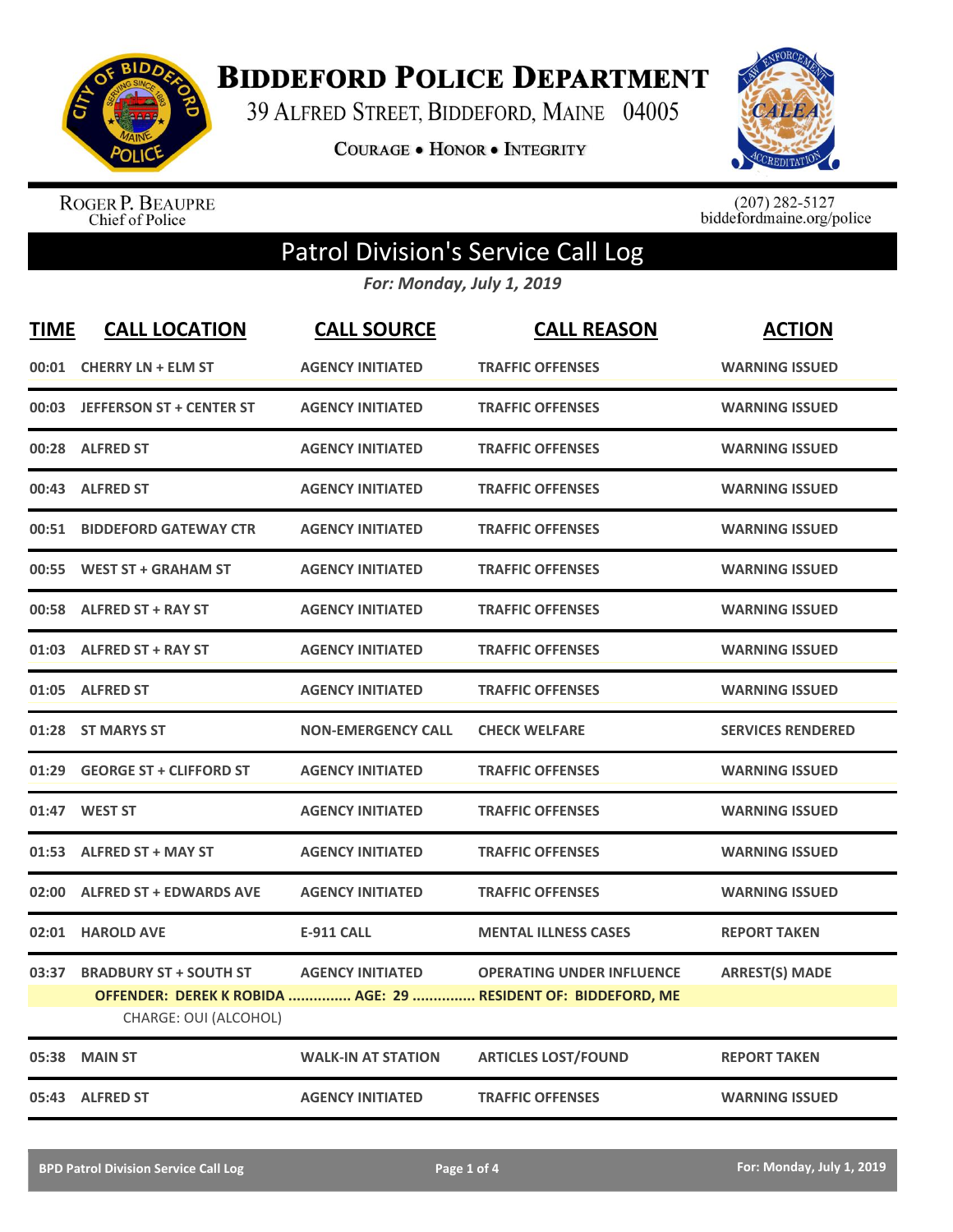# Biddeford Police Department

39 Alfred Street, Biddeford, Maine 04005

Courage • Honor • Integrity

Roger P. Beaupre
Chief of Police

(207) 282-5127
biddefordmaine.org/police

## Patrol Division's Service Call Log

*For: Monday, July 1, 2019*

| TIME | CALL LOCATION | CALL SOURCE | CALL REASON | ACTION |
|---|---|---|---|---|
| 00:01 | CHERRY LN + ELM ST | AGENCY INITIATED | TRAFFIC OFFENSES | WARNING ISSUED |
| 00:03 | JEFFERSON ST + CENTER ST | AGENCY INITIATED | TRAFFIC OFFENSES | WARNING ISSUED |
| 00:28 | ALFRED ST | AGENCY INITIATED | TRAFFIC OFFENSES | WARNING ISSUED |
| 00:43 | ALFRED ST | AGENCY INITIATED | TRAFFIC OFFENSES | WARNING ISSUED |
| 00:51 | BIDDEFORD GATEWAY CTR | AGENCY INITIATED | TRAFFIC OFFENSES | WARNING ISSUED |
| 00:55 | WEST ST + GRAHAM ST | AGENCY INITIATED | TRAFFIC OFFENSES | WARNING ISSUED |
| 00:58 | ALFRED ST + RAY ST | AGENCY INITIATED | TRAFFIC OFFENSES | WARNING ISSUED |
| 01:03 | ALFRED ST + RAY ST | AGENCY INITIATED | TRAFFIC OFFENSES | WARNING ISSUED |
| 01:05 | ALFRED ST | AGENCY INITIATED | TRAFFIC OFFENSES | WARNING ISSUED |
| 01:28 | ST MARYS ST | NON-EMERGENCY CALL | CHECK WELFARE | SERVICES RENDERED |
| 01:29 | GEORGE ST + CLIFFORD ST | AGENCY INITIATED | TRAFFIC OFFENSES | WARNING ISSUED |
| 01:47 | WEST ST | AGENCY INITIATED | TRAFFIC OFFENSES | WARNING ISSUED |
| 01:53 | ALFRED ST + MAY ST | AGENCY INITIATED | TRAFFIC OFFENSES | WARNING ISSUED |
| 02:00 | ALFRED ST + EDWARDS AVE | AGENCY INITIATED | TRAFFIC OFFENSES | WARNING ISSUED |
| 02:01 | HAROLD AVE | E-911 CALL | MENTAL ILLNESS CASES | REPORT TAKEN |
| 03:37 | BRADBURY ST + SOUTH ST | AGENCY INITIATED | OPERATING UNDER INFLUENCE | ARREST(S) MADE |
| | OFFENDER: DEREK K ROBIDA ............... AGE: 29 ............... RESIDENT OF: BIDDEFORD, ME | | | |
| | CHARGE: OUI (ALCOHOL) | | | |
| 05:38 | MAIN ST | WALK-IN AT STATION | ARTICLES LOST/FOUND | REPORT TAKEN |
| 05:43 | ALFRED ST | AGENCY INITIATED | TRAFFIC OFFENSES | WARNING ISSUED |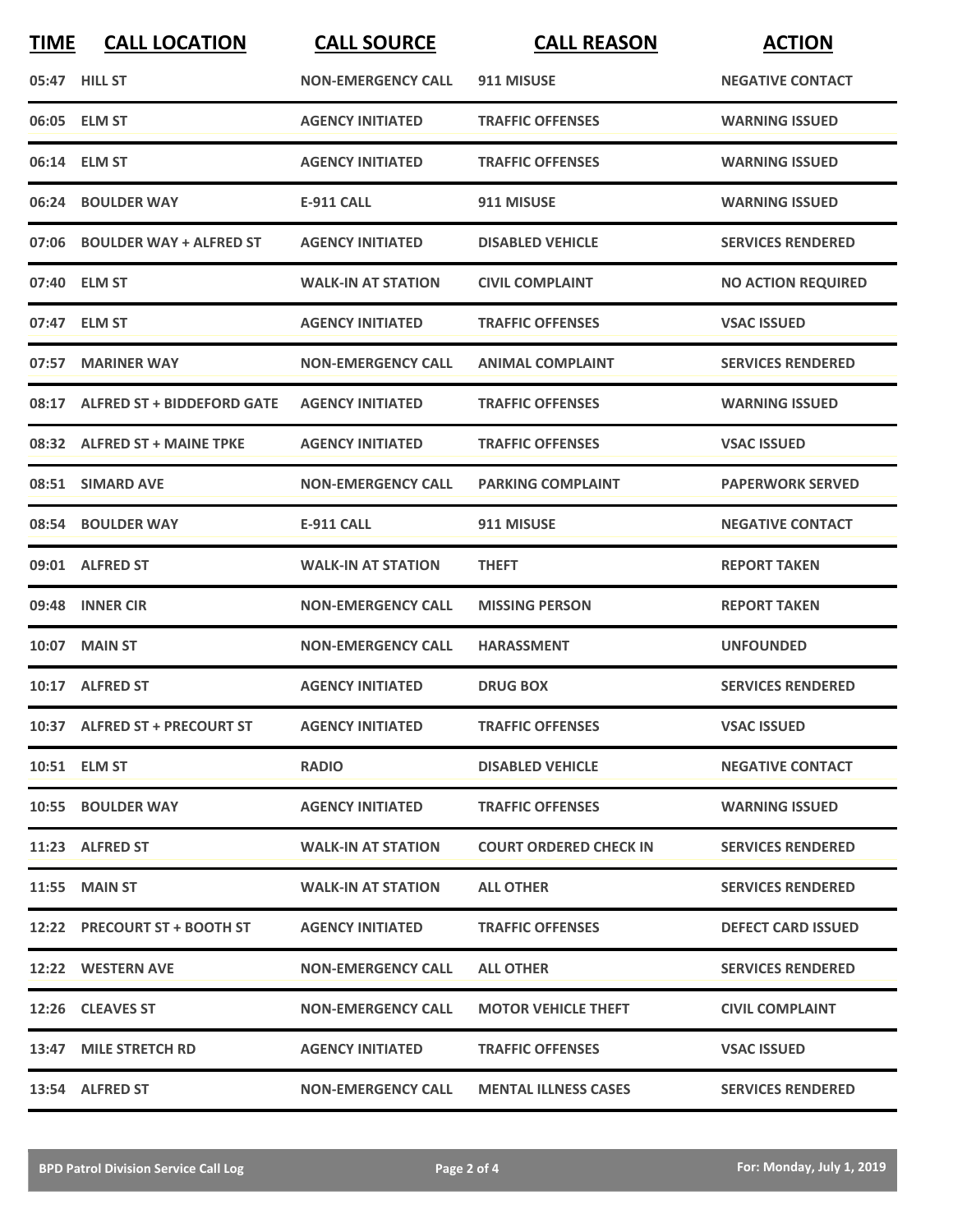| TIME | CALL LOCATION | CALL SOURCE | CALL REASON | ACTION |
|---|---|---|---|---|
| 05:47 | HILL ST | NON-EMERGENCY CALL | 911 MISUSE | NEGATIVE CONTACT |
| 06:05 | ELM ST | AGENCY INITIATED | TRAFFIC OFFENSES | WARNING ISSUED |
| 06:14 | ELM ST | AGENCY INITIATED | TRAFFIC OFFENSES | WARNING ISSUED |
| 06:24 | BOULDER WAY | E-911 CALL | 911 MISUSE | WARNING ISSUED |
| 07:06 | BOULDER WAY + ALFRED ST | AGENCY INITIATED | DISABLED VEHICLE | SERVICES RENDERED |
| 07:40 | ELM ST | WALK-IN AT STATION | CIVIL COMPLAINT | NO ACTION REQUIRED |
| 07:47 | ELM ST | AGENCY INITIATED | TRAFFIC OFFENSES | VSAC ISSUED |
| 07:57 | MARINER WAY | NON-EMERGENCY CALL | ANIMAL COMPLAINT | SERVICES RENDERED |
| 08:17 | ALFRED ST + BIDDEFORD GATE | AGENCY INITIATED | TRAFFIC OFFENSES | WARNING ISSUED |
| 08:32 | ALFRED ST + MAINE TPKE | AGENCY INITIATED | TRAFFIC OFFENSES | VSAC ISSUED |
| 08:51 | SIMARD AVE | NON-EMERGENCY CALL | PARKING COMPLAINT | PAPERWORK SERVED |
| 08:54 | BOULDER WAY | E-911 CALL | 911 MISUSE | NEGATIVE CONTACT |
| 09:01 | ALFRED ST | WALK-IN AT STATION | THEFT | REPORT TAKEN |
| 09:48 | INNER CIR | NON-EMERGENCY CALL | MISSING PERSON | REPORT TAKEN |
| 10:07 | MAIN ST | NON-EMERGENCY CALL | HARASSMENT | UNFOUNDED |
| 10:17 | ALFRED ST | AGENCY INITIATED | DRUG BOX | SERVICES RENDERED |
| 10:37 | ALFRED ST + PRECOURT ST | AGENCY INITIATED | TRAFFIC OFFENSES | VSAC ISSUED |
| 10:51 | ELM ST | RADIO | DISABLED VEHICLE | NEGATIVE CONTACT |
| 10:55 | BOULDER WAY | AGENCY INITIATED | TRAFFIC OFFENSES | WARNING ISSUED |
| 11:23 | ALFRED ST | WALK-IN AT STATION | COURT ORDERED CHECK IN | SERVICES RENDERED |
| 11:55 | MAIN ST | WALK-IN AT STATION | ALL OTHER | SERVICES RENDERED |
| 12:22 | PRECOURT ST + BOOTH ST | AGENCY INITIATED | TRAFFIC OFFENSES | DEFECT CARD ISSUED |
| 12:22 | WESTERN AVE | NON-EMERGENCY CALL | ALL OTHER | SERVICES RENDERED |
| 12:26 | CLEAVES ST | NON-EMERGENCY CALL | MOTOR VEHICLE THEFT | CIVIL COMPLAINT |
| 13:47 | MILE STRETCH RD | AGENCY INITIATED | TRAFFIC OFFENSES | VSAC ISSUED |
| 13:54 | ALFRED ST | NON-EMERGENCY CALL | MENTAL ILLNESS CASES | SERVICES RENDERED |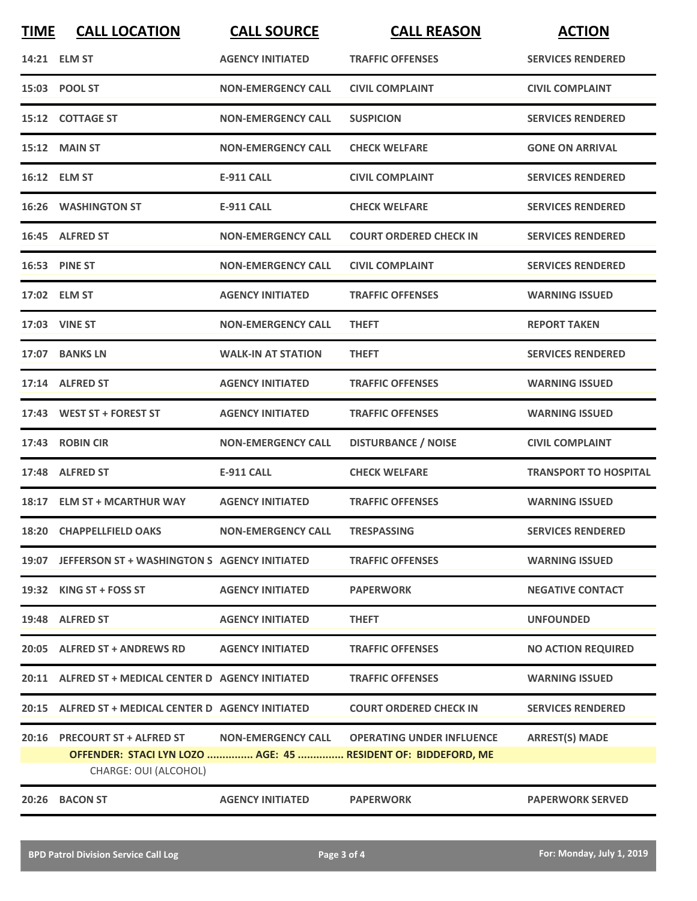| TIME | CALL LOCATION | CALL SOURCE | CALL REASON | ACTION |
|---|---|---|---|---|
| 14:21 | ELM ST | AGENCY INITIATED | TRAFFIC OFFENSES | SERVICES RENDERED |
| 15:03 | POOL ST | NON-EMERGENCY CALL | CIVIL COMPLAINT | CIVIL COMPLAINT |
| 15:12 | COTTAGE ST | NON-EMERGENCY CALL | SUSPICION | SERVICES RENDERED |
| 15:12 | MAIN ST | NON-EMERGENCY CALL | CHECK WELFARE | GONE ON ARRIVAL |
| 16:12 | ELM ST | E-911 CALL | CIVIL COMPLAINT | SERVICES RENDERED |
| 16:26 | WASHINGTON ST | E-911 CALL | CHECK WELFARE | SERVICES RENDERED |
| 16:45 | ALFRED ST | NON-EMERGENCY CALL | COURT ORDERED CHECK IN | SERVICES RENDERED |
| 16:53 | PINE ST | NON-EMERGENCY CALL | CIVIL COMPLAINT | SERVICES RENDERED |
| 17:02 | ELM ST | AGENCY INITIATED | TRAFFIC OFFENSES | WARNING ISSUED |
| 17:03 | VINE ST | NON-EMERGENCY CALL | THEFT | REPORT TAKEN |
| 17:07 | BANKS LN | WALK-IN AT STATION | THEFT | SERVICES RENDERED |
| 17:14 | ALFRED ST | AGENCY INITIATED | TRAFFIC OFFENSES | WARNING ISSUED |
| 17:43 | WEST ST + FOREST ST | AGENCY INITIATED | TRAFFIC OFFENSES | WARNING ISSUED |
| 17:43 | ROBIN CIR | NON-EMERGENCY CALL | DISTURBANCE / NOISE | CIVIL COMPLAINT |
| 17:48 | ALFRED ST | E-911 CALL | CHECK WELFARE | TRANSPORT TO HOSPITAL |
| 18:17 | ELM ST + MCARTHUR WAY | AGENCY INITIATED | TRAFFIC OFFENSES | WARNING ISSUED |
| 18:20 | CHAPPELLFIELD OAKS | NON-EMERGENCY CALL | TRESPASSING | SERVICES RENDERED |
| 19:07 | JEFFERSON ST + WASHINGTON S | AGENCY INITIATED | TRAFFIC OFFENSES | WARNING ISSUED |
| 19:32 | KING ST + FOSS ST | AGENCY INITIATED | PAPERWORK | NEGATIVE CONTACT |
| 19:48 | ALFRED ST | AGENCY INITIATED | THEFT | UNFOUNDED |
| 20:05 | ALFRED ST + ANDREWS RD | AGENCY INITIATED | TRAFFIC OFFENSES | NO ACTION REQUIRED |
| 20:11 | ALFRED ST + MEDICAL CENTER D | AGENCY INITIATED | TRAFFIC OFFENSES | WARNING ISSUED |
| 20:15 | ALFRED ST + MEDICAL CENTER D | AGENCY INITIATED | COURT ORDERED CHECK IN | SERVICES RENDERED |
| 20:16 | PRECOURT ST + ALFRED ST | NON-EMERGENCY CALL | OPERATING UNDER INFLUENCE | ARREST(S) MADE |
| | OFFENDER: STACI LYN LOZO ............... AGE: 45 ............... RESIDENT OF: BIDDEFORD, ME | | | |
| | CHARGE: OUI (ALCOHOL) | | | |
| 20:26 | BACON ST | AGENCY INITIATED | PAPERWORK | PAPERWORK SERVED |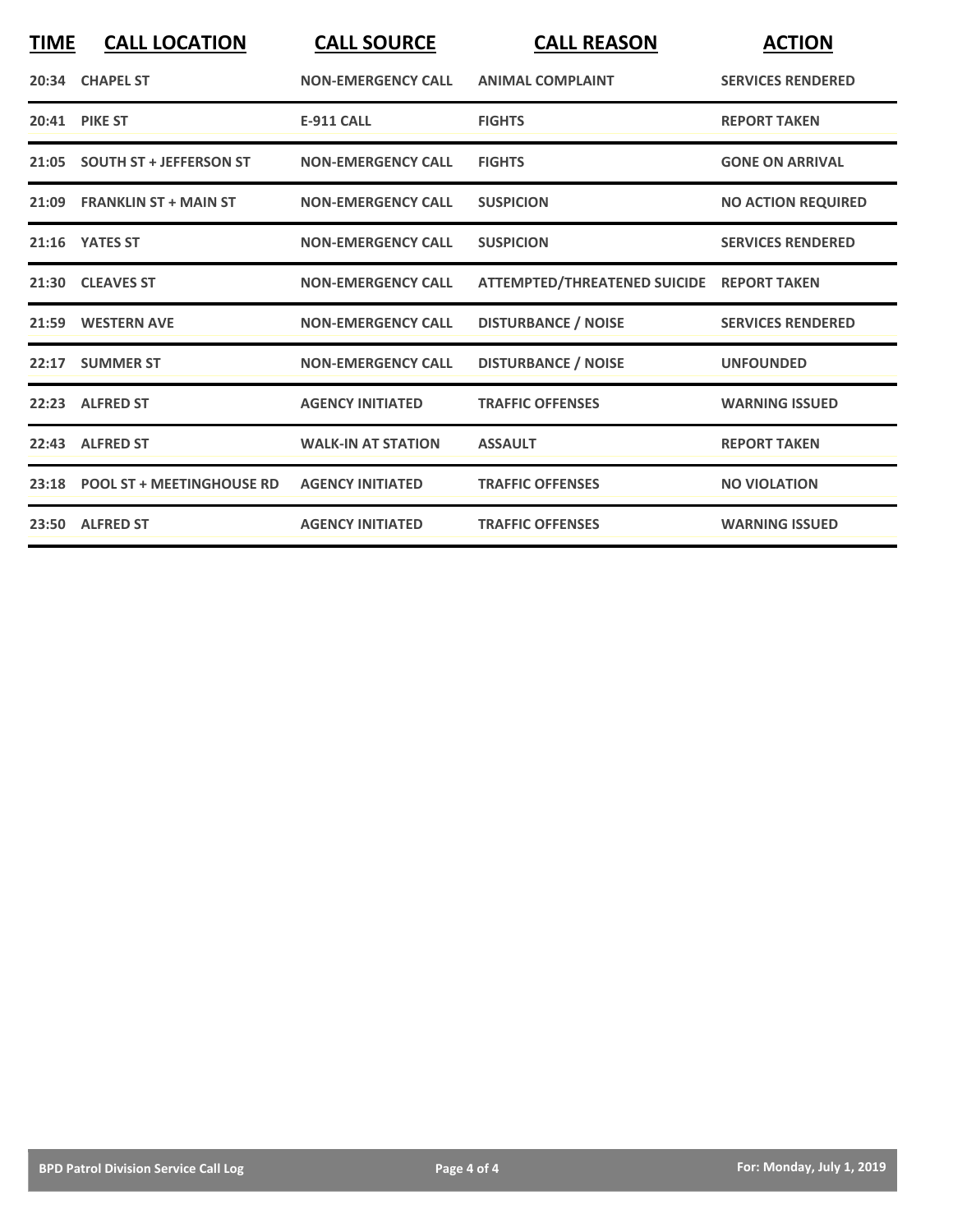| TIME | CALL LOCATION | CALL SOURCE | CALL REASON | ACTION |
|---|---|---|---|---|
| 20:34 | CHAPEL ST | NON-EMERGENCY CALL | ANIMAL COMPLAINT | SERVICES RENDERED |
| 20:41 | PIKE ST | E-911 CALL | FIGHTS | REPORT TAKEN |
| 21:05 | SOUTH ST + JEFFERSON ST | NON-EMERGENCY CALL | FIGHTS | GONE ON ARRIVAL |
| 21:09 | FRANKLIN ST + MAIN ST | NON-EMERGENCY CALL | SUSPICION | NO ACTION REQUIRED |
| 21:16 | YATES ST | NON-EMERGENCY CALL | SUSPICION | SERVICES RENDERED |
| 21:30 | CLEAVES ST | NON-EMERGENCY CALL | ATTEMPTED/THREATENED SUICIDE | REPORT TAKEN |
| 21:59 | WESTERN AVE | NON-EMERGENCY CALL | DISTURBANCE / NOISE | SERVICES RENDERED |
| 22:17 | SUMMER ST | NON-EMERGENCY CALL | DISTURBANCE / NOISE | UNFOUNDED |
| 22:23 | ALFRED ST | AGENCY INITIATED | TRAFFIC OFFENSES | WARNING ISSUED |
| 22:43 | ALFRED ST | WALK-IN AT STATION | ASSAULT | REPORT TAKEN |
| 23:18 | POOL ST + MEETINGHOUSE RD | AGENCY INITIATED | TRAFFIC OFFENSES | NO VIOLATION |
| 23:50 | ALFRED ST | AGENCY INITIATED | TRAFFIC OFFENSES | WARNING ISSUED |